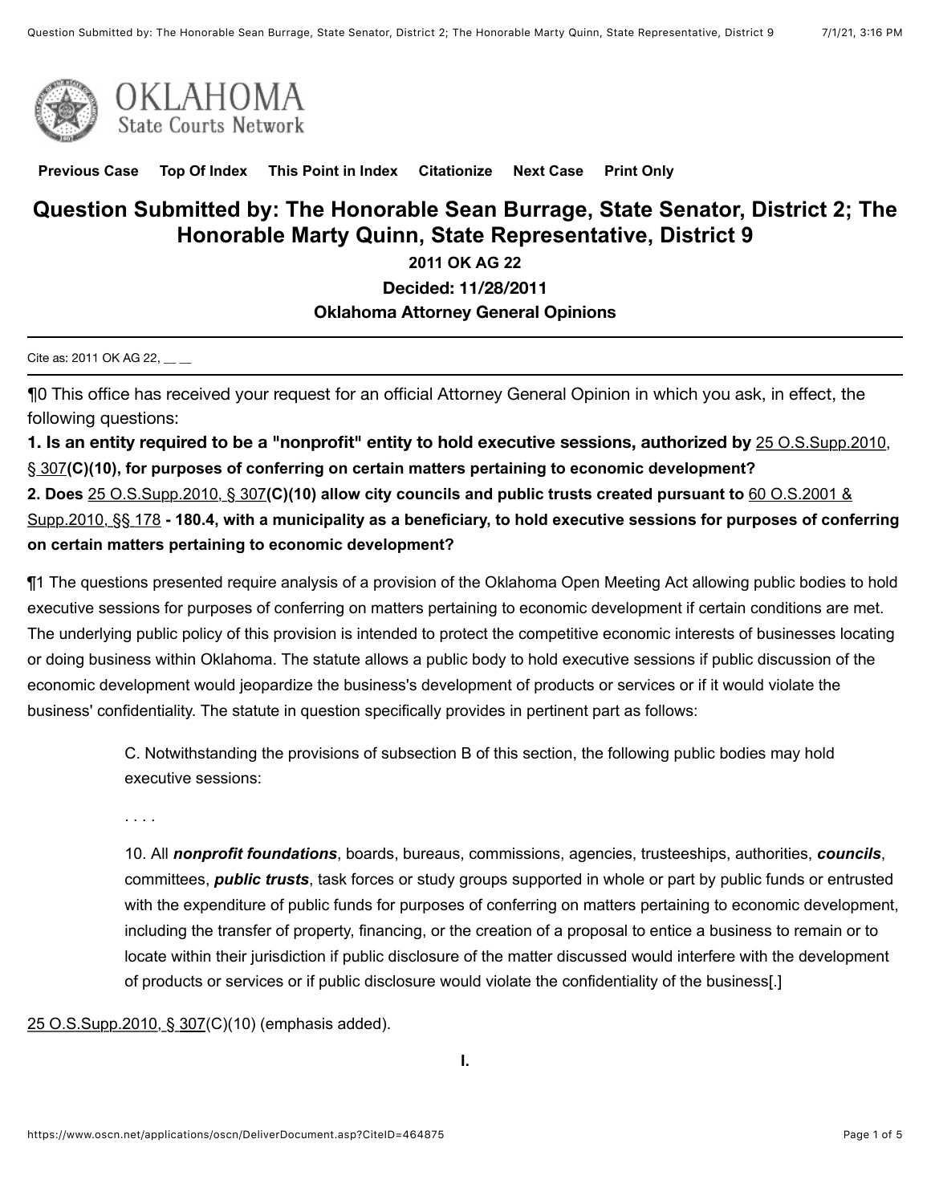Previous Case Top Of Index This Point in Index Citationize Next Case Print Only

# Question Submitted by: The Honorable Sean Burrage, State Senator, District 2; The Honorable Marty Quinn, State Representative, District 9

**2011 OK AG 22**

**Decided: 11/28/2011**

**Oklahoma Attorney General Opinions**

Cite as: 2011 OK AG 22, __ __

¶0 This office has received your request for an official Attorney General Opinion in which you ask, in effect, the following questions:

**1. Is an entity required to be a "nonprofit" entity to hold executive sessions, authorized by** 25 O.S.Supp.2010, § 307**(C)(10), for purposes of conferring on certain matters pertaining to economic development?**

**2. Does** 25 O.S.Supp.2010, § 307**(C)(10) allow city councils and public trusts created pursuant to** 60 O.S.2001 & Supp.2010, §§ 178 **- 180.4, with a municipality as a beneficiary, to hold executive sessions for purposes of conferring on certain matters pertaining to economic development?**

¶1 The questions presented require analysis of a provision of the Oklahoma Open Meeting Act allowing public bodies to hold executive sessions for purposes of conferring on matters pertaining to economic development if certain conditions are met. The underlying public policy of this provision is intended to protect the competitive economic interests of businesses locating or doing business within Oklahoma. The statute allows a public body to hold executive sessions if public discussion of the economic development would jeopardize the business's development of products or services or if it would violate the business' confidentiality. The statute in question specifically provides in pertinent part as follows:

> C. Notwithstanding the provisions of subsection B of this section, the following public bodies may hold executive sessions:
>
> . . . .
>
> 10. All ***nonprofit foundations***, boards, bureaus, commissions, agencies, trusteeships, authorities, ***councils***, committees, ***public trusts***, task forces or study groups supported in whole or part by public funds or entrusted with the expenditure of public funds for purposes of conferring on matters pertaining to economic development, including the transfer of property, financing, or the creation of a proposal to entice a business to remain or to locate within their jurisdiction if public disclosure of the matter discussed would interfere with the development of products or services or if public disclosure would violate the confidentiality of the business[.]

25 O.S.Supp.2010, § 307(C)(10) (emphasis added).

**I.**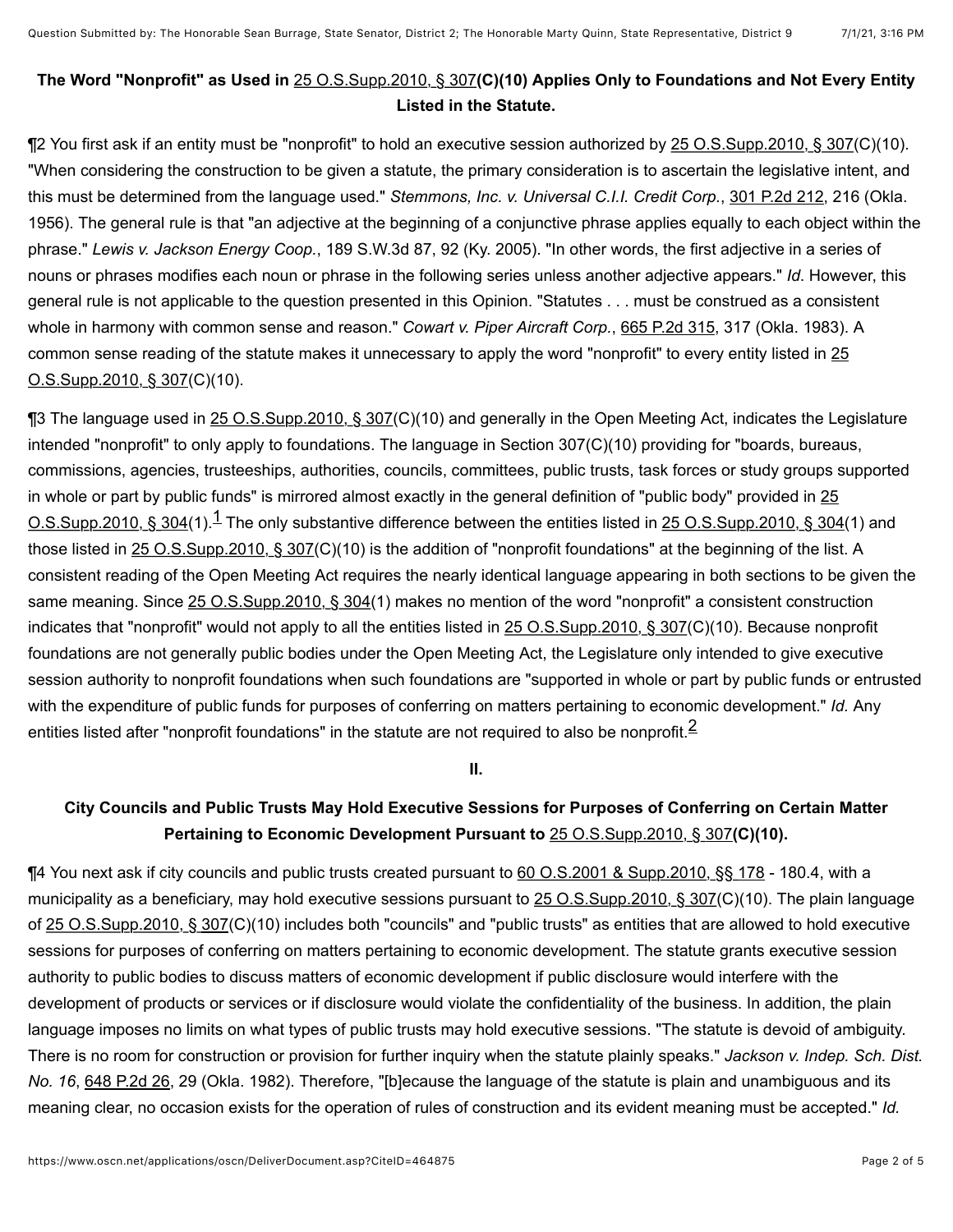### The Word "Nonprofit" as Used in 25 O.S.Supp.2010, § 307(C)(10) Applies Only to Foundations and Not Every Entity Listed in the Statute.

¶2 You first ask if an entity must be "nonprofit" to hold an executive session authorized by 25 O.S.Supp.2010, § 307(C)(10). "When considering the construction to be given a statute, the primary consideration is to ascertain the legislative intent, and this must be determined from the language used." *Stemmons, Inc. v. Universal C.I.I. Credit Corp.*, 301 P.2d 212, 216 (Okla. 1956). The general rule is that "an adjective at the beginning of a conjunctive phrase applies equally to each object within the phrase." *Lewis v. Jackson Energy Coop.*, 189 S.W.3d 87, 92 (Ky. 2005). "In other words, the first adjective in a series of nouns or phrases modifies each noun or phrase in the following series unless another adjective appears." *Id*. However, this general rule is not applicable to the question presented in this Opinion. "Statutes . . . must be construed as a consistent whole in harmony with common sense and reason." *Cowart v. Piper Aircraft Corp.*, 665 P.2d 315, 317 (Okla. 1983). A common sense reading of the statute makes it unnecessary to apply the word "nonprofit" to every entity listed in 25 O.S.Supp.2010, § 307(C)(10).

¶3 The language used in 25 O.S.Supp.2010, § 307(C)(10) and generally in the Open Meeting Act, indicates the Legislature intended "nonprofit" to only apply to foundations. The language in Section 307(C)(10) providing for "boards, bureaus, commissions, agencies, trusteeships, authorities, councils, committees, public trusts, task forces or study groups supported in whole or part by public funds" is mirrored almost exactly in the general definition of "public body" provided in 25 O.S.Supp.2010, § 304(1).[1] The only substantive difference between the entities listed in 25 O.S.Supp.2010, § 304(1) and those listed in 25 O.S.Supp.2010, § 307(C)(10) is the addition of "nonprofit foundations" at the beginning of the list. A consistent reading of the Open Meeting Act requires the nearly identical language appearing in both sections to be given the same meaning. Since 25 O.S.Supp.2010, § 304(1) makes no mention of the word "nonprofit" a consistent construction indicates that "nonprofit" would not apply to all the entities listed in 25 O.S.Supp.2010, § 307(C)(10). Because nonprofit foundations are not generally public bodies under the Open Meeting Act, the Legislature only intended to give executive session authority to nonprofit foundations when such foundations are "supported in whole or part by public funds or entrusted with the expenditure of public funds for purposes of conferring on matters pertaining to economic development." *Id.* Any entities listed after "nonprofit foundations" in the statute are not required to also be nonprofit.[2]

## II.

### City Councils and Public Trusts May Hold Executive Sessions for Purposes of Conferring on Certain Matter Pertaining to Economic Development Pursuant to 25 O.S.Supp.2010, § 307(C)(10).

¶4 You next ask if city councils and public trusts created pursuant to 60 O.S.2001 & Supp.2010, §§ 178 - 180.4, with a municipality as a beneficiary, may hold executive sessions pursuant to 25 O.S.Supp.2010, § 307(C)(10). The plain language of 25 O.S.Supp.2010, § 307(C)(10) includes both "councils" and "public trusts" as entities that are allowed to hold executive sessions for purposes of conferring on matters pertaining to economic development. The statute grants executive session authority to public bodies to discuss matters of economic development if public disclosure would interfere with the development of products or services or if disclosure would violate the confidentiality of the business. In addition, the plain language imposes no limits on what types of public trusts may hold executive sessions. "The statute is devoid of ambiguity. There is no room for construction or provision for further inquiry when the statute plainly speaks." *Jackson v. Indep. Sch. Dist. No. 16*, 648 P.2d 26, 29 (Okla. 1982). Therefore, "[b]ecause the language of the statute is plain and unambiguous and its meaning clear, no occasion exists for the operation of rules of construction and its evident meaning must be accepted." *Id.*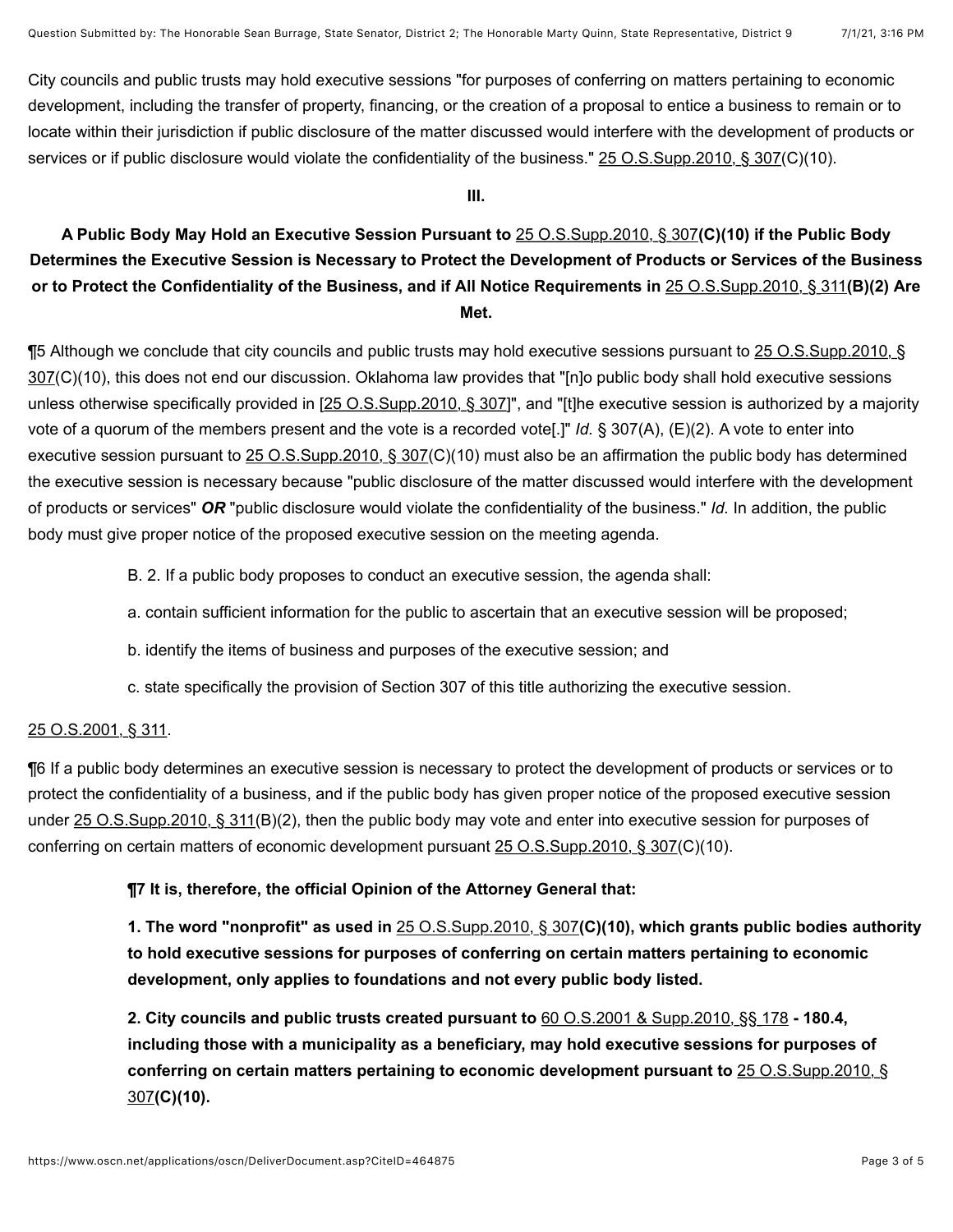City councils and public trusts may hold executive sessions "for purposes of conferring on matters pertaining to economic development, including the transfer of property, financing, or the creation of a proposal to entice a business to remain or to locate within their jurisdiction if public disclosure of the matter discussed would interfere with the development of products or services or if public disclosure would violate the confidentiality of the business." 25 O.S.Supp.2010, § 307(C)(10).

**III.**

**A Public Body May Hold an Executive Session Pursuant to 25 O.S.Supp.2010, § 307(C)(10) if the Public Body Determines the Executive Session is Necessary to Protect the Development of Products or Services of the Business or to Protect the Confidentiality of the Business, and if All Notice Requirements in 25 O.S.Supp.2010, § 311(B)(2) Are Met.**

¶5 Although we conclude that city councils and public trusts may hold executive sessions pursuant to 25 O.S.Supp.2010, § 307(C)(10), this does not end our discussion. Oklahoma law provides that "[n]o public body shall hold executive sessions unless otherwise specifically provided in [25 O.S.Supp.2010, § 307]", and "[t]he executive session is authorized by a majority vote of a quorum of the members present and the vote is a recorded vote[.]" *Id.* § 307(A), (E)(2). A vote to enter into executive session pursuant to 25 O.S.Supp.2010, § 307(C)(10) must also be an affirmation the public body has determined the executive session is necessary because "public disclosure of the matter discussed would interfere with the development of products or services" ***OR*** "public disclosure would violate the confidentiality of the business." *Id.* In addition, the public body must give proper notice of the proposed executive session on the meeting agenda.

> B. 2. If a public body proposes to conduct an executive session, the agenda shall:
>
> a. contain sufficient information for the public to ascertain that an executive session will be proposed;
>
> b. identify the items of business and purposes of the executive session; and
>
> c. state specifically the provision of Section 307 of this title authorizing the executive session.

25 O.S.2001, § 311.

¶6 If a public body determines an executive session is necessary to protect the development of products or services or to protect the confidentiality of a business, and if the public body has given proper notice of the proposed executive session under 25 O.S.Supp.2010, § 311(B)(2), then the public body may vote and enter into executive session for purposes of conferring on certain matters of economic development pursuant 25 O.S.Supp.2010, § 307(C)(10).

> **¶7 It is, therefore, the official Opinion of the Attorney General that:**
>
> **1. The word "nonprofit" as used in 25 O.S.Supp.2010, § 307(C)(10), which grants public bodies authority to hold executive sessions for purposes of conferring on certain matters pertaining to economic development, only applies to foundations and not every public body listed.**
>
> **2. City councils and public trusts created pursuant to 60 O.S.2001 & Supp.2010, §§ 178 - 180.4, including those with a municipality as a beneficiary, may hold executive sessions for purposes of conferring on certain matters pertaining to economic development pursuant to 25 O.S.Supp.2010, § 307(C)(10).**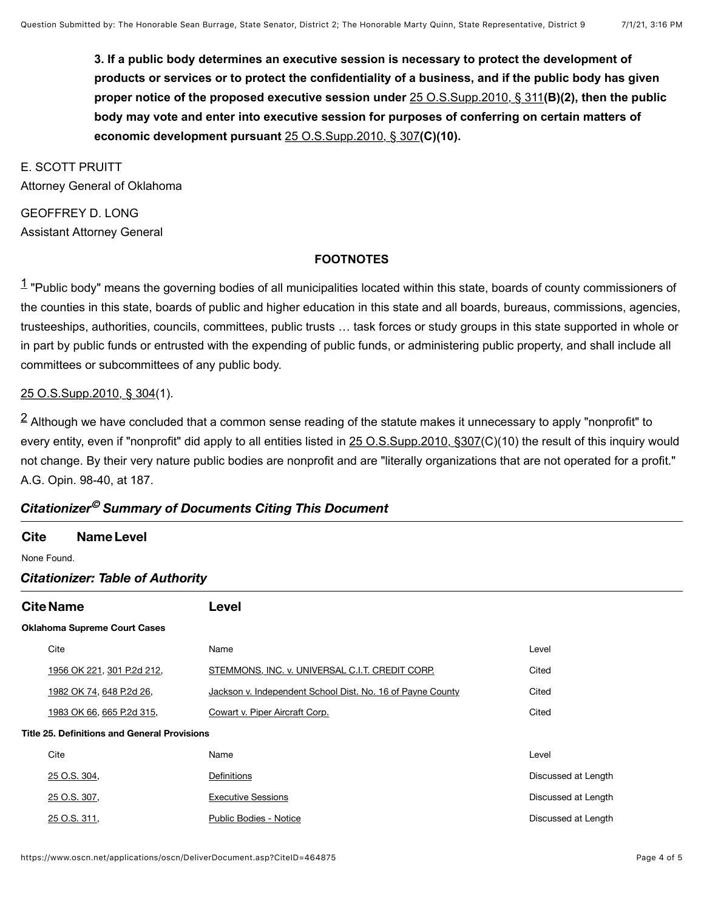**3. If a public body determines an executive session is necessary to protect the development of products or services or to protect the confidentiality of a business, and if the public body has given proper notice of the proposed executive session under 25 O.S.Supp.2010, § 311(B)(2), then the public body may vote and enter into executive session for purposes of conferring on certain matters of economic development pursuant 25 O.S.Supp.2010, § 307(C)(10).**

E. SCOTT PRUITT
Attorney General of Oklahoma

GEOFFREY D. LONG
Assistant Attorney General

**FOOTNOTES**

[1] "Public body" means the governing bodies of all municipalities located within this state, boards of county commissioners of the counties in this state, boards of public and higher education in this state and all boards, bureaus, commissions, agencies, trusteeships, authorities, councils, committees, public trusts … task forces or study groups in this state supported in whole or in part by public funds or entrusted with the expending of public funds, or administering public property, and shall include all committees or subcommittees of any public body.

25 O.S.Supp.2010, § 304(1).

[2] Although we have concluded that a common sense reading of the statute makes it unnecessary to apply "nonprofit" to every entity, even if "nonprofit" did apply to all entities listed in 25 O.S.Supp.2010, §307(C)(10) the result of this inquiry would not change. By their very nature public bodies are nonprofit and are "literally organizations that are not operated for a profit." A.G. Opin. 98-40, at 187.

## *Citationizer© Summary of Documents Citing This Document*

| Cite | Name | Level |
|---|---|---|

None Found.

## *Citationizer: Table of Authority*

| Cite | Name | Level |
|---|---|---|
| **Oklahoma Supreme Court Cases** | | |
| Cite | Name | Level |
| 1956 OK 221, 301 P.2d 212, | STEMMONS, INC. v. UNIVERSAL C.I.T. CREDIT CORP. | Cited |
| 1982 OK 74, 648 P.2d 26, | Jackson v. Independent School Dist. No. 16 of Payne County | Cited |
| 1983 OK 66, 665 P.2d 315, | Cowart v. Piper Aircraft Corp. | Cited |
| **Title 25. Definitions and General Provisions** | | |
| Cite | Name | Level |
| 25 O.S. 304, | Definitions | Discussed at Length |
| 25 O.S. 307, | Executive Sessions | Discussed at Length |
| 25 O.S. 311, | Public Bodies - Notice | Discussed at Length |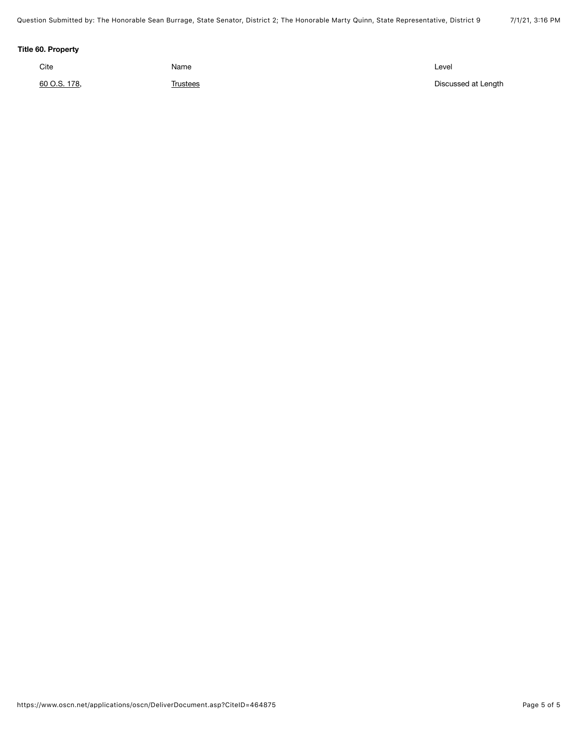**Title 60. Property**

| Cite | Name | Level |
| --- | --- | --- |
| 60 O.S. 178, | Trustees | Discussed at Length |